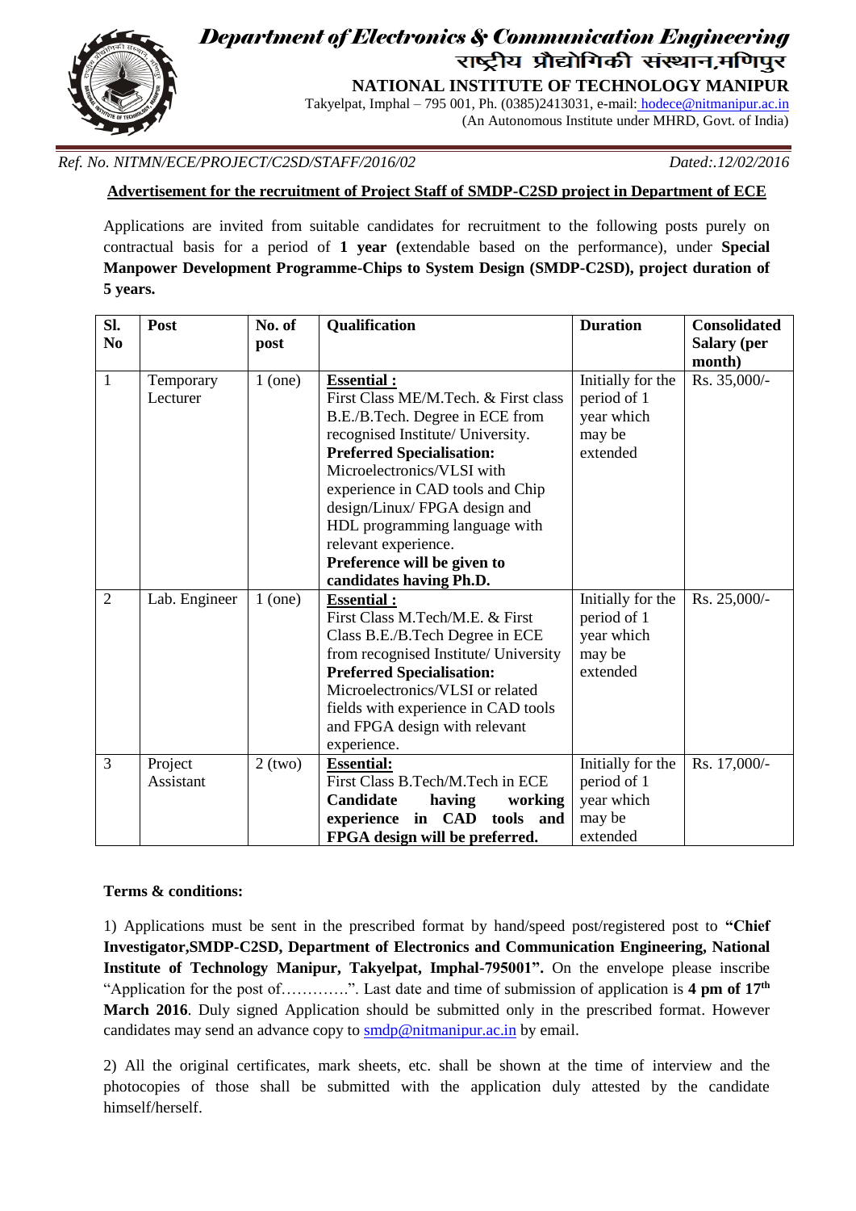# Department of Electronics & Communication Engineering

## राष्ट्रीय प्रौद्योगिकी संस्थान,मणिपुर

**NATIONAL INSTITUTE OF TECHNOLOGY MANIPUR**

Takyelpat, Imphal – 795 001, Ph. (0385)2413031, e-mail: hodece@nitmanipur.ac.in

(An Autonomous Institute under MHRD, Govt. of India)

*Ref. No. NITMN/ECE/PROJECT/C2SD/STAFF/2016/02* *Dated:.12/02/2016*

**Advertisement for the recruitment of Project Staff of SMDP-C2SD project in Department of ECE**

Applications are invited from suitable candidates for recruitment to the following posts purely on contractual basis for a period of **1 year (**extendable based on the performance), under **Special Manpower Development Programme-Chips to System Design (SMDP-C2SD), project duration of 5 years.**

| Sl. No | Post | No. of post | Qualification | Duration | Consolidated Salary (per month) |
|---|---|---|---|---|---|
| 1 | Temporary Lecturer | 1 (one) | **Essential :** First Class ME/M.Tech. & First class B.E./B.Tech. Degree in ECE from recognised Institute/ University. **Preferred Specialisation:** Microelectronics/VLSI with experience in CAD tools and Chip design/Linux/ FPGA design and HDL programming language with relevant experience. **Preference will be given to candidates having Ph.D.** | Initially for the period of 1 year which may be extended | Rs. 35,000/- |
| 2 | Lab. Engineer | 1 (one) | **Essential :** First Class M.Tech/M.E. & First Class B.E./B.Tech Degree in ECE from recognised Institute/ University **Preferred Specialisation:** Microelectronics/VLSI or related fields with experience in CAD tools and FPGA design with relevant experience. | Initially for the period of 1 year which may be extended | Rs. 25,000/- |
| 3 | Project Assistant | 2 (two) | **Essential:** First Class B.Tech/M.Tech in ECE **Candidate having working experience in CAD tools and FPGA design will be preferred.** | Initially for the period of 1 year which may be extended | Rs. 17,000/- |

**Terms & conditions:**

1) Applications must be sent in the prescribed format by hand/speed post/registered post to **"Chief Investigator,SMDP-C2SD, Department of Electronics and Communication Engineering, National Institute of Technology Manipur, Takyelpat, Imphal-795001".** On the envelope please inscribe "Application for the post of…………". Last date and time of submission of application is **4 pm of 17th March 2016**. Duly signed Application should be submitted only in the prescribed format. However candidates may send an advance copy to smdp@nitmanipur.ac.in by email.

2) All the original certificates, mark sheets, etc. shall be shown at the time of interview and the photocopies of those shall be submitted with the application duly attested by the candidate himself/herself.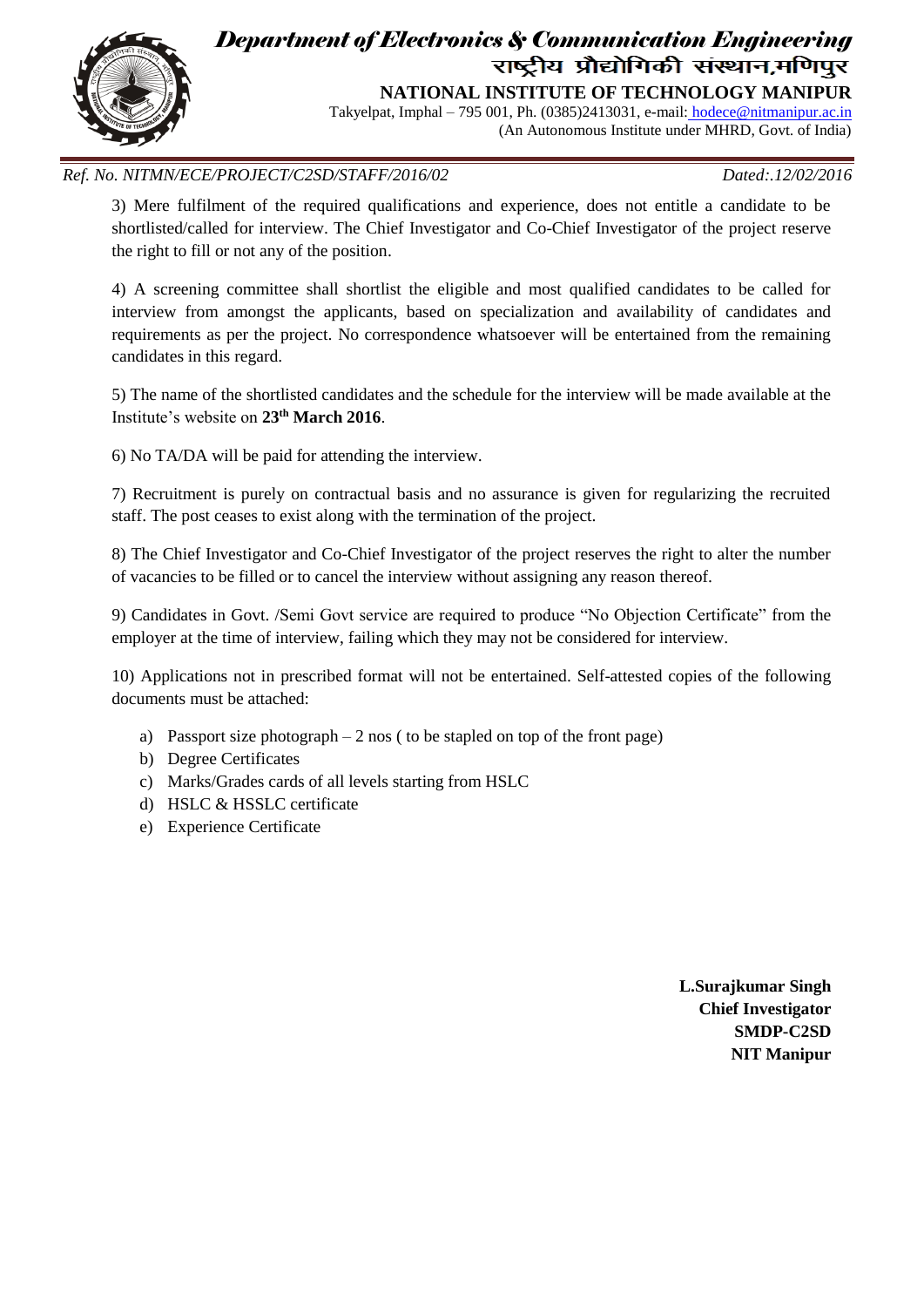*Ref. No. NITMN/ECE/PROJECT/C2SD/STAFF/2016/02* *Dated:.12/02/2016*

3) Mere fulfilment of the required qualifications and experience, does not entitle a candidate to be shortlisted/called for interview. The Chief Investigator and Co-Chief Investigator of the project reserve the right to fill or not any of the position.

4) A screening committee shall shortlist the eligible and most qualified candidates to be called for interview from amongst the applicants, based on specialization and availability of candidates and requirements as per the project. No correspondence whatsoever will be entertained from the remaining candidates in this regard.

5) The name of the shortlisted candidates and the schedule for the interview will be made available at the Institute's website on **23th March 2016**.

6) No TA/DA will be paid for attending the interview.

7) Recruitment is purely on contractual basis and no assurance is given for regularizing the recruited staff. The post ceases to exist along with the termination of the project.

8) The Chief Investigator and Co-Chief Investigator of the project reserves the right to alter the number of vacancies to be filled or to cancel the interview without assigning any reason thereof.

9) Candidates in Govt. /Semi Govt service are required to produce "No Objection Certificate" from the employer at the time of interview, failing which they may not be considered for interview.

10) Applications not in prescribed format will not be entertained. Self-attested copies of the following documents must be attached:

a) Passport size photograph – 2 nos ( to be stapled on top of the front page)
b) Degree Certificates
c) Marks/Grades cards of all levels starting from HSLC
d) HSLC & HSSLC certificate
e) Experience Certificate

**L.Surajkumar Singh**
**Chief Investigator**
**SMDP-C2SD**
**NIT Manipur**